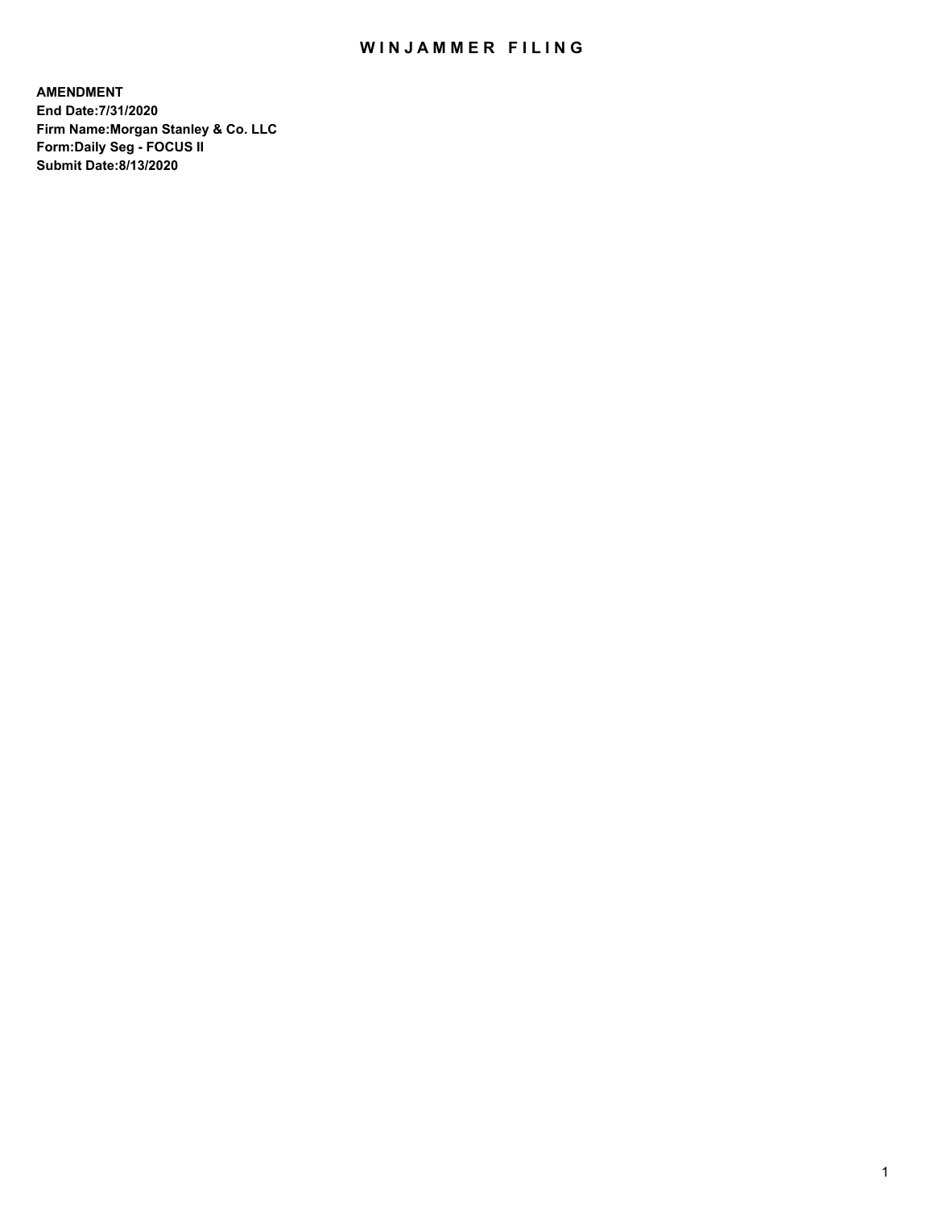# WINJAMMER FILING

**AMENDMENT**
**End Date:7/31/2020**
**Firm Name:Morgan Stanley & Co. LLC**
**Form:Daily Seg - FOCUS II**
**Submit Date:8/13/2020**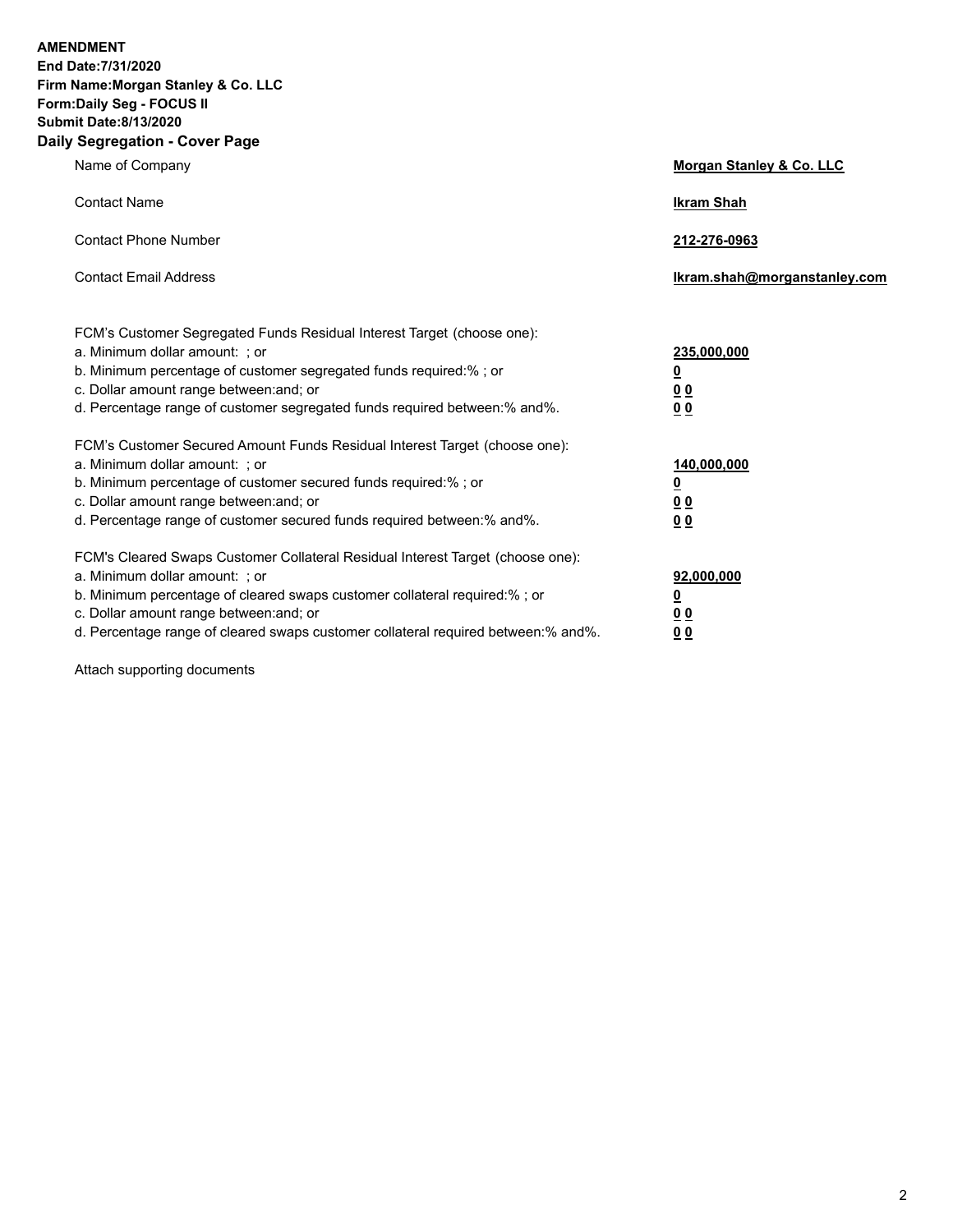**AMENDMENT**
**End Date:7/31/2020**
**Firm Name:Morgan Stanley & Co. LLC**
**Form:Daily Seg - FOCUS II**
**Submit Date:8/13/2020**

## Daily Segregation - Cover Page

| | |
|---|---|
| Name of Company | **Morgan Stanley & Co. LLC** |
| Contact Name | **Ikram Shah** |
| Contact Phone Number | **212-276-0963** |
| Contact Email Address | **Ikram.shah@morganstanley.com** |

| | |
|---|---|
| FCM's Customer Segregated Funds Residual Interest Target (choose one): | |
| a. Minimum dollar amount: ; or | **235,000,000** |
| b. Minimum percentage of customer segregated funds required:% ; or | **0** |
| c. Dollar amount range between:and; or | **0 0** |
| d. Percentage range of customer segregated funds required between:% and%. | **0 0** |
| FCM's Customer Secured Amount Funds Residual Interest Target (choose one): | |
| a. Minimum dollar amount: ; or | **140,000,000** |
| b. Minimum percentage of customer secured funds required:% ; or | **0** |
| c. Dollar amount range between:and; or | **0 0** |
| d. Percentage range of customer secured funds required between:% and%. | **0 0** |
| FCM's Cleared Swaps Customer Collateral Residual Interest Target (choose one): | |
| a. Minimum dollar amount: ; or | **92,000,000** |
| b. Minimum percentage of cleared swaps customer collateral required:% ; or | **0** |
| c. Dollar amount range between:and; or | **0 0** |
| d. Percentage range of cleared swaps customer collateral required between:% and%. | **0 0** |

Attach supporting documents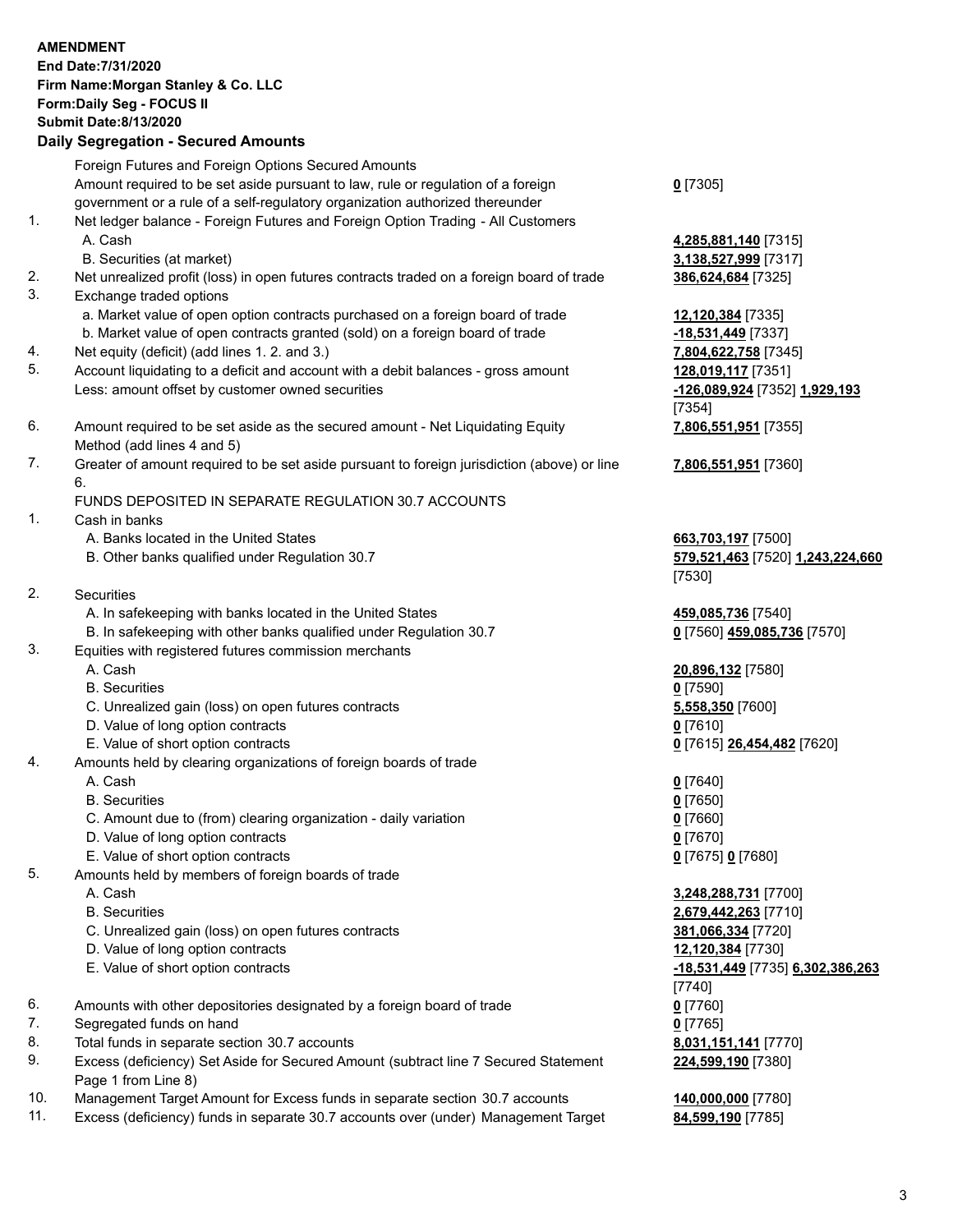**AMENDMENT**
**End Date:7/31/2020**
**Firm Name:Morgan Stanley & Co. LLC**
**Form:Daily Seg - FOCUS II**
**Submit Date:8/13/2020**

**Daily Segregation - Secured Amounts**

| | | |
|---|---|---|
| | Foreign Futures and Foreign Options Secured Amounts | |
| | Amount required to be set aside pursuant to law, rule or regulation of a foreign government or a rule of a self-regulatory organization authorized thereunder | **0** [7305] |
| 1. | Net ledger balance - Foreign Futures and Foreign Option Trading - All Customers | |
| | A. Cash | **4,285,881,140** [7315] |
| | B. Securities (at market) | **3,138,527,999** [7317] |
| 2. | Net unrealized profit (loss) in open futures contracts traded on a foreign board of trade | **386,624,684** [7325] |
| 3. | Exchange traded options | |
| | a. Market value of open option contracts purchased on a foreign board of trade | **12,120,384** [7335] |
| | b. Market value of open contracts granted (sold) on a foreign board of trade | **-18,531,449** [7337] |
| 4. | Net equity (deficit) (add lines 1. 2. and 3.) | **7,804,622,758** [7345] |
| 5. | Account liquidating to a deficit and account with a debit balances - gross amount | **128,019,117** [7351] |
| | Less: amount offset by customer owned securities | **-126,089,924** [7352] **1,929,193** [7354] |
| 6. | Amount required to be set aside as the secured amount - Net Liquidating Equity Method (add lines 4 and 5) | **7,806,551,951** [7355] |
| 7. | Greater of amount required to be set aside pursuant to foreign jurisdiction (above) or line 6. | **7,806,551,951** [7360] |
| | FUNDS DEPOSITED IN SEPARATE REGULATION 30.7 ACCOUNTS | |
| 1. | Cash in banks | |
| | A. Banks located in the United States | **663,703,197** [7500] |
| | B. Other banks qualified under Regulation 30.7 | **579,521,463** [7520] **1,243,224,660** [7530] |
| 2. | Securities | |
| | A. In safekeeping with banks located in the United States | **459,085,736** [7540] |
| | B. In safekeeping with other banks qualified under Regulation 30.7 | **0** [7560] **459,085,736** [7570] |
| 3. | Equities with registered futures commission merchants | |
| | A. Cash | **20,896,132** [7580] |
| | B. Securities | **0** [7590] |
| | C. Unrealized gain (loss) on open futures contracts | **5,558,350** [7600] |
| | D. Value of long option contracts | **0** [7610] |
| | E. Value of short option contracts | **0** [7615] **26,454,482** [7620] |
| 4. | Amounts held by clearing organizations of foreign boards of trade | |
| | A. Cash | **0** [7640] |
| | B. Securities | **0** [7650] |
| | C. Amount due to (from) clearing organization - daily variation | **0** [7660] |
| | D. Value of long option contracts | **0** [7670] |
| | E. Value of short option contracts | **0** [7675] **0** [7680] |
| 5. | Amounts held by members of foreign boards of trade | |
| | A. Cash | **3,248,288,731** [7700] |
| | B. Securities | **2,679,442,263** [7710] |
| | C. Unrealized gain (loss) on open futures contracts | **381,066,334** [7720] |
| | D. Value of long option contracts | **12,120,384** [7730] |
| | E. Value of short option contracts | **-18,531,449** [7735] **6,302,386,263** [7740] |
| 6. | Amounts with other depositories designated by a foreign board of trade | **0** [7760] |
| 7. | Segregated funds on hand | **0** [7765] |
| 8. | Total funds in separate section 30.7 accounts | **8,031,151,141** [7770] |
| 9. | Excess (deficiency) Set Aside for Secured Amount (subtract line 7 Secured Statement Page 1 from Line 8) | **224,599,190** [7380] |
| 10. | Management Target Amount for Excess funds in separate section 30.7 accounts | **140,000,000** [7780] |
| 11. | Excess (deficiency) funds in separate 30.7 accounts over (under) Management Target | **84,599,190** [7785] |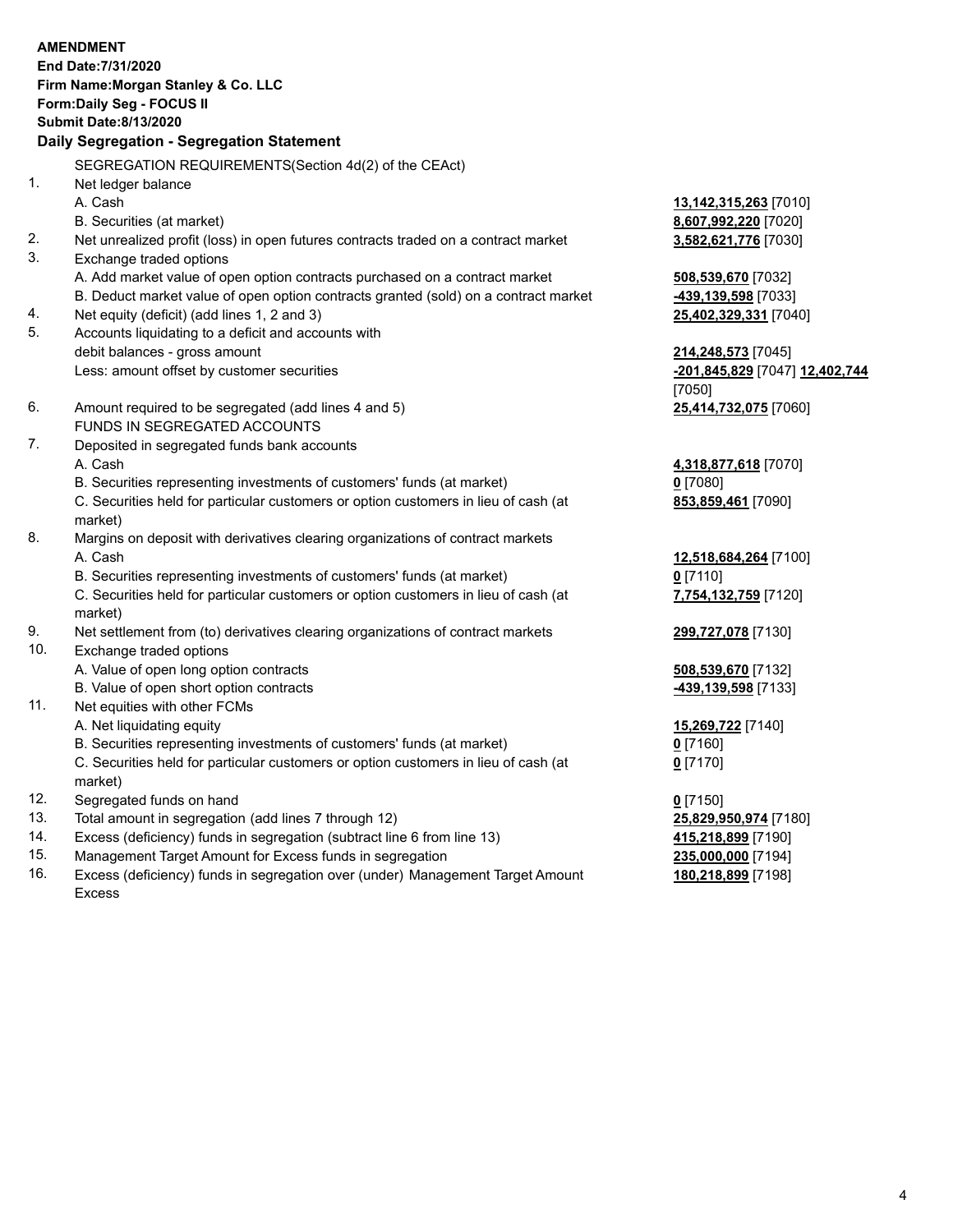**AMENDMENT**
**End Date:7/31/2020**
**Firm Name:Morgan Stanley & Co. LLC**
**Form:Daily Seg - FOCUS II**
**Submit Date:8/13/2020**

## Daily Segregation - Segregation Statement

SEGREGATION REQUIREMENTS(Section 4d(2) of the CEAct)

| | | |
|---|---|---|
| 1. | Net ledger balance | |
| | A. Cash | **13,142,315,263** [7010] |
| | B. Securities (at market) | **8,607,992,220** [7020] |
| 2. | Net unrealized profit (loss) in open futures contracts traded on a contract market | **3,582,621,776** [7030] |
| 3. | Exchange traded options | |
| | A. Add market value of open option contracts purchased on a contract market | **508,539,670** [7032] |
| | B. Deduct market value of open option contracts granted (sold) on a contract market | **-439,139,598** [7033] |
| 4. | Net equity (deficit) (add lines 1, 2 and 3) | **25,402,329,331** [7040] |
| 5. | Accounts liquidating to a deficit and accounts with debit balances - gross amount | **214,248,573** [7045] |
| | Less: amount offset by customer securities | **-201,845,829** [7047] **12,402,744** [7050] |
| 6. | Amount required to be segregated (add lines 4 and 5) | **25,414,732,075** [7060] |
| | FUNDS IN SEGREGATED ACCOUNTS | |
| 7. | Deposited in segregated funds bank accounts | |
| | A. Cash | **4,318,877,618** [7070] |
| | B. Securities representing investments of customers' funds (at market) | **0** [7080] |
| | C. Securities held for particular customers or option customers in lieu of cash (at market) | **853,859,461** [7090] |
| 8. | Margins on deposit with derivatives clearing organizations of contract markets | |
| | A. Cash | **12,518,684,264** [7100] |
| | B. Securities representing investments of customers' funds (at market) | **0** [7110] |
| | C. Securities held for particular customers or option customers in lieu of cash (at market) | **7,754,132,759** [7120] |
| 9. | Net settlement from (to) derivatives clearing organizations of contract markets | **299,727,078** [7130] |
| 10. | Exchange traded options | |
| | A. Value of open long option contracts | **508,539,670** [7132] |
| | B. Value of open short option contracts | **-439,139,598** [7133] |
| 11. | Net equities with other FCMs | |
| | A. Net liquidating equity | **15,269,722** [7140] |
| | B. Securities representing investments of customers' funds (at market) | **0** [7160] |
| | C. Securities held for particular customers or option customers in lieu of cash (at market) | **0** [7170] |
| 12. | Segregated funds on hand | **0** [7150] |
| 13. | Total amount in segregation (add lines 7 through 12) | **25,829,950,974** [7180] |
| 14. | Excess (deficiency) funds in segregation (subtract line 6 from line 13) | **415,218,899** [7190] |
| 15. | Management Target Amount for Excess funds in segregation | **235,000,000** [7194] |
| 16. | Excess (deficiency) funds in segregation over (under) Management Target Amount Excess | **180,218,899** [7198] |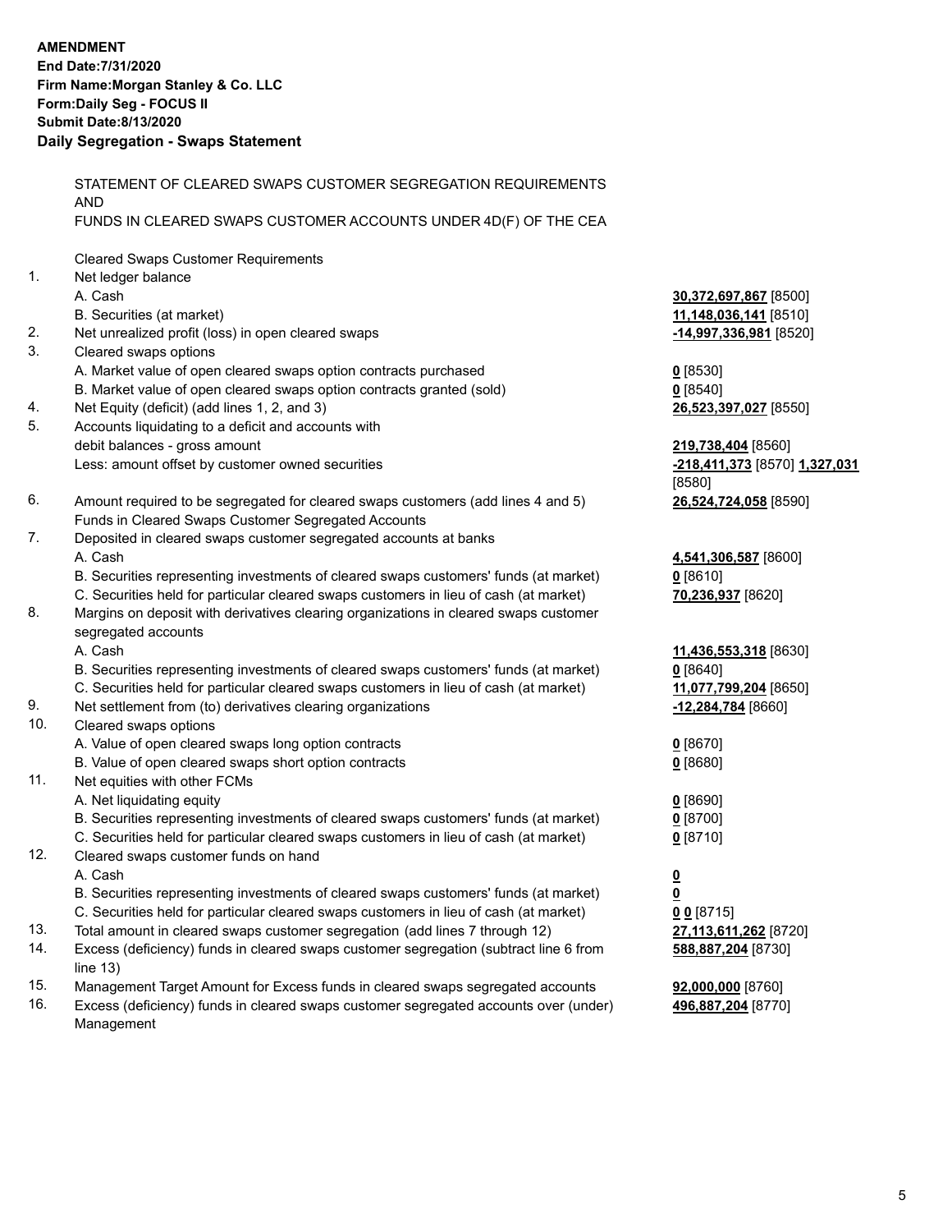**AMENDMENT**
**End Date:7/31/2020**
**Firm Name:Morgan Stanley & Co. LLC**
**Form:Daily Seg - FOCUS II**
**Submit Date:8/13/2020**
**Daily Segregation - Swaps Statement**

STATEMENT OF CLEARED SWAPS CUSTOMER SEGREGATION REQUIREMENTS AND FUNDS IN CLEARED SWAPS CUSTOMER ACCOUNTS UNDER 4D(F) OF THE CEA

| | | |
|---|---|---|
| | Cleared Swaps Customer Requirements | |
| 1. | Net ledger balance | |
| | A. Cash | **30,372,697,867** [8500] |
| | B. Securities (at market) | **11,148,036,141** [8510] |
| 2. | Net unrealized profit (loss) in open cleared swaps | **-14,997,336,981** [8520] |
| 3. | Cleared swaps options | |
| | A. Market value of open cleared swaps option contracts purchased | **0** [8530] |
| | B. Market value of open cleared swaps option contracts granted (sold) | **0** [8540] |
| 4. | Net Equity (deficit) (add lines 1, 2, and 3) | **26,523,397,027** [8550] |
| 5. | Accounts liquidating to a deficit and accounts with debit balances - gross amount | **219,738,404** [8560] |
| | Less: amount offset by customer owned securities | **-218,411,373** [8570] **1,327,031** [8580] |
| 6. | Amount required to be segregated for cleared swaps customers (add lines 4 and 5) | **26,524,724,058** [8590] |
| | Funds in Cleared Swaps Customer Segregated Accounts | |
| 7. | Deposited in cleared swaps customer segregated accounts at banks | |
| | A. Cash | **4,541,306,587** [8600] |
| | B. Securities representing investments of cleared swaps customers' funds (at market) | **0** [8610] |
| | C. Securities held for particular cleared swaps customers in lieu of cash (at market) | **70,236,937** [8620] |
| 8. | Margins on deposit with derivatives clearing organizations in cleared swaps customer segregated accounts | |
| | A. Cash | **11,436,553,318** [8630] |
| | B. Securities representing investments of cleared swaps customers' funds (at market) | **0** [8640] |
| | C. Securities held for particular cleared swaps customers in lieu of cash (at market) | **11,077,799,204** [8650] |
| 9. | Net settlement from (to) derivatives clearing organizations | **-12,284,784** [8660] |
| 10. | Cleared swaps options | |
| | A. Value of open cleared swaps long option contracts | **0** [8670] |
| | B. Value of open cleared swaps short option contracts | **0** [8680] |
| 11. | Net equities with other FCMs | |
| | A. Net liquidating equity | **0** [8690] |
| | B. Securities representing investments of cleared swaps customers' funds (at market) | **0** [8700] |
| | C. Securities held for particular cleared swaps customers in lieu of cash (at market) | **0** [8710] |
| 12. | Cleared swaps customer funds on hand | |
| | A. Cash | **0** |
| | B. Securities representing investments of cleared swaps customers' funds (at market) | **0** |
| | C. Securities held for particular cleared swaps customers in lieu of cash (at market) | **0** **0** [8715] |
| 13. | Total amount in cleared swaps customer segregation (add lines 7 through 12) | **27,113,611,262** [8720] |
| 14. | Excess (deficiency) funds in cleared swaps customer segregation (subtract line 6 from line 13) | **588,887,204** [8730] |
| 15. | Management Target Amount for Excess funds in cleared swaps segregated accounts | **92,000,000** [8760] |
| 16. | Excess (deficiency) funds in cleared swaps customer segregated accounts over (under) Management | **496,887,204** [8770] |